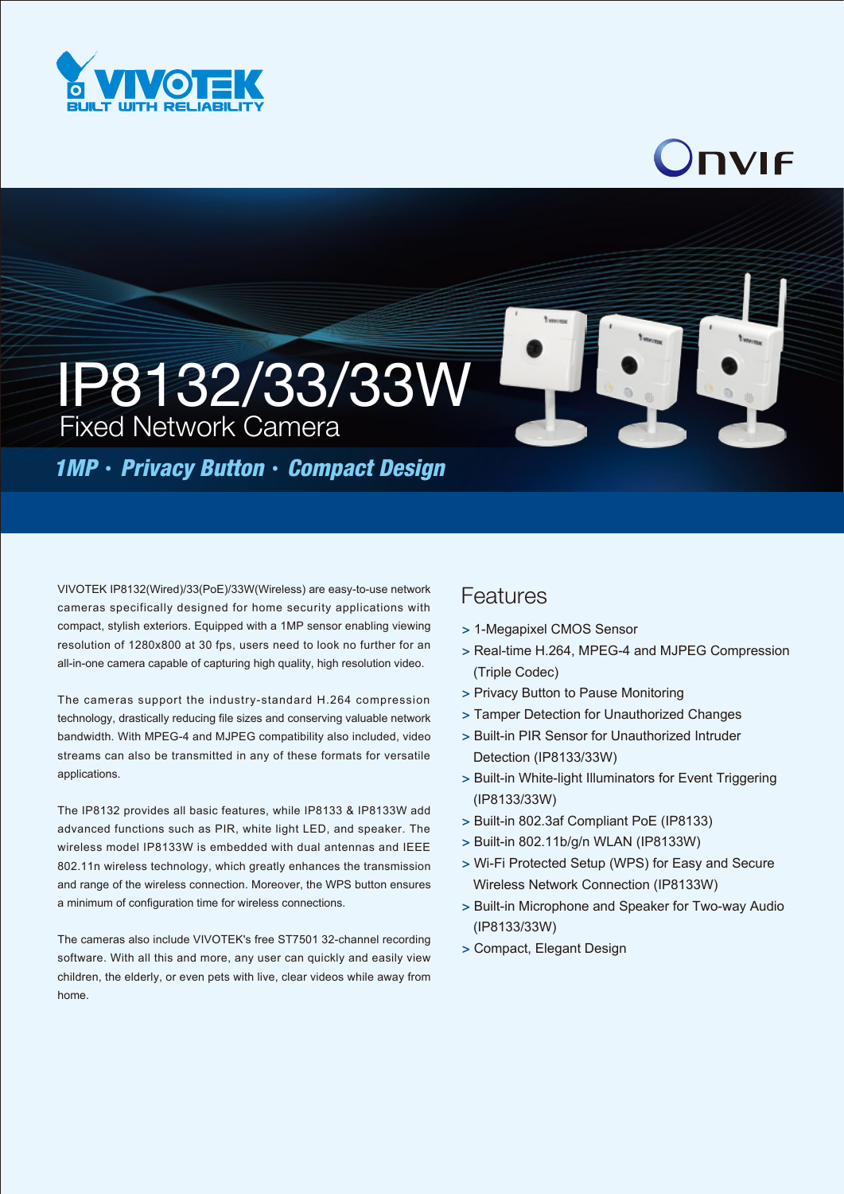# IP8132/33/33W

## Fixed Network Camera

***1MP · Privacy Button · Compact Design***

VIVOTEK IP8132(Wired)/33(PoE)/33W(Wireless) are easy-to-use network cameras specifically designed for home security applications with compact, stylish exteriors. Equipped with a 1MP sensor enabling viewing resolution of 1280x800 at 30 fps, users need to look no further for an all-in-one camera capable of capturing high quality, high resolution video.

The cameras support the industry-standard H.264 compression technology, drastically reducing file sizes and conserving valuable network bandwidth. With MPEG-4 and MJPEG compatibility also included, video streams can also be transmitted in any of these formats for versatile applications.

The IP8132 provides all basic features, while IP8133 & IP8133W add advanced functions such as PIR, white light LED, and speaker. The wireless model IP8133W is embedded with dual antennas and IEEE 802.11n wireless technology, which greatly enhances the transmission and range of the wireless connection. Moreover, the WPS button ensures a minimum of configuration time for wireless connections.

The cameras also include VIVOTEK's free ST7501 32-channel recording software. With all this and more, any user can quickly and easily view children, the elderly, or even pets with live, clear videos while away from home.

## Features

- 1-Megapixel CMOS Sensor
- Real-time H.264, MPEG-4 and MJPEG Compression (Triple Codec)
- Privacy Button to Pause Monitoring
- Tamper Detection for Unauthorized Changes
- Built-in PIR Sensor for Unauthorized Intruder Detection (IP8133/33W)
- Built-in White-light Illuminators for Event Triggering (IP8133/33W)
- Built-in 802.3af Compliant PoE (IP8133)
- Built-in 802.11b/g/n WLAN (IP8133W)
- Wi-Fi Protected Setup (WPS) for Easy and Secure Wireless Network Connection (IP8133W)
- Built-in Microphone and Speaker for Two-way Audio (IP8133/33W)
- Compact, Elegant Design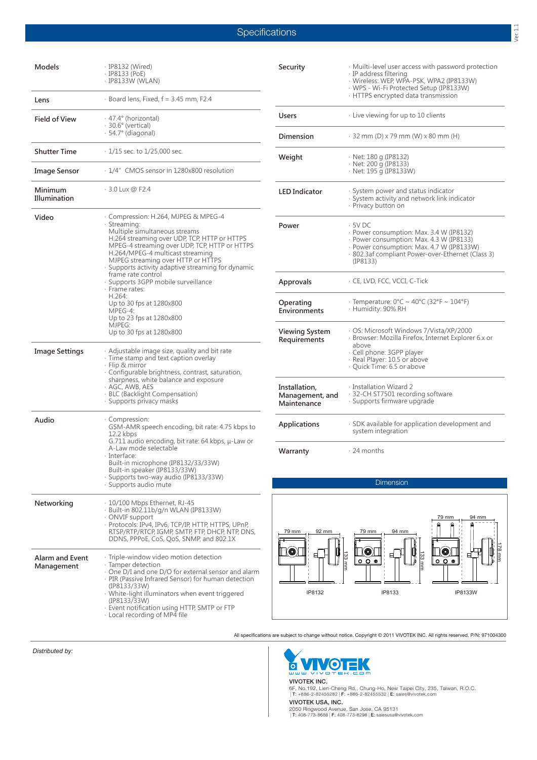# Specifications

| | |
|---|---|
| Models | · IP8132 (Wired)<br>· IP8133 (PoE)<br>· IP8133W (WLAN) |
| Lens | · Board lens, Fixed, f = 3.45 mm, F2.4 |
| Field of View | · 47.4° (horizontal)<br>· 30.6° (vertical)<br>· 54.7° (diagonal) |
| Shutter Time | · 1/15 sec. to 1/25,000 sec. |
| Image Sensor | · 1/4" CMOS sensor in 1280x800 resolution |
| Minimum Illumination | · 3.0 Lux @ F2.4 |
| Video | · Compression: H.264, MJPEG & MPEG-4<br>· Streaming:<br>Multiple simultaneous streams<br>H.264 streaming over UDP, TCP, HTTP or HTTPS<br>MPEG-4 streaming over UDP, TCP, HTTP or HTTPS<br>H.264/MPEG-4 multicast streaming<br>MJPEG streaming over HTTP or HTTPS<br>· Supports activity adaptive streaming for dynamic frame rate control<br>· Supports 3GPP mobile surveillance<br>· Frame rates:<br>H.264:<br>Up to 30 fps at 1280x800<br>MPEG-4:<br>Up to 23 fps at 1280x800<br>MJPEG:<br>Up to 30 fps at 1280x800 |
| Image Settings | · Adjustable image size, quality and bit rate<br>· Time stamp and text caption overlay<br>· Flip & mirror<br>· Configurable brightness, contrast, saturation, sharpness, white balance and exposure<br>· AGC, AWB, AES<br>· BLC (Backlight Compensation)<br>· Supports privacy masks |
| Audio | · Compression:<br>GSM-AMR speech encoding, bit rate: 4.75 kbps to 12.2 kbps<br>G.711 audio encoding, bit rate: 64 kbps, µ-Law or A-Law mode selectable<br>· Interface:<br>Built-in microphone (IP8132/33/33W)<br>Built-in speaker (IP8133/33W)<br>· Supports two-way audio (IP8133/33W)<br>· Supports audio mute |
| Networking | · 10/100 Mbps Ethernet, RJ-45<br>· Built-in 802.11b/g/n WLAN (IP8133W)<br>· ONVIF support<br>· Protocols: IPv4, IPv6, TCP/IP, HTTP, HTTPS, UPnP, RTSP/RTP/RTCP, IGMP, SMTP, FTP, DHCP, NTP, DNS, DDNS, PPPoE, CoS, QoS, SNMP, and 802.1X |
| Alarm and Event Management | · Triple-window video motion detection<br>· Tamper detection<br>· One D/I and one D/O for external sensor and alarm<br>· PIR (Passive Infrared Sensor) for human detection (IP8133/33W)<br>· White-light illuminators when event triggered (IP8133/33W)<br>· Event notification using HTTP, SMTP or FTP<br>· Local recording of MP4 file |
| Security | · Multi-level user access with password protection<br>· IP address filtering<br>· Wireless: WEP, WPA-PSK, WPA2 (IP8133W)<br>· WPS - Wi-Fi Protected Setup (IP8133W)<br>· HTTPS encrypted data transmission |
| Users | · Live viewing for up to 10 clients |
| Dimension | · 32 mm (D) x 79 mm (W) x 80 mm (H) |
| Weight | · Net: 180 g (IP8132)<br>· Net: 200 g (IP8133)<br>· Net: 195 g (IP8133W) |
| LED Indicator | · System power and status indicator<br>· System activity and network link indicator<br>· Privacy button on |
| Power | · 5V DC<br>· Power consumption: Max. 3.4 W (IP8132)<br>· Power consumption: Max. 4.3 W (IP8133)<br>· Power consumption: Max. 4.7 W (IP8133W)<br>· 802.3af compliant Power-over-Ethernet (Class 3) (IP8133) |
| Approvals | · CE, LVD, FCC, VCCI, C-Tick |
| Operating Environments | · Temperature: 0°C ~ 40°C (32°F ~ 104°F)<br>· Humidity: 90% RH |
| Viewing System Requirements | · OS: Microsoft Windows 7/Vista/XP/2000<br>· Browser: Mozilla Firefox, Internet Explorer 6.x or above<br>· Cell phone: 3GPP player<br>· Real Player: 10.5 or above<br>· Quick Time: 6.5 or above |
| Installation, Management, and Maintenance | · Installation Wizard 2<br>· 32-CH ST7501 recording software<br>· Supports firmware upgrade |
| Applications | · SDK available for application development and system integration |
| Warranty | · 24 months |

## Dimension

79 mm 92 mm 133 mm
IP8132

79 mm 94 mm 133 mm
IP8133

79 mm 94 mm 178 mm
IP8133W

All specifications are subject to change without notice. Copyright © 2011 VIVOTEK INC. All rights reserved. P/N: 971004300

*Distributed by:*

VIVOTEK
www.vivotek.com

**VIVOTEK INC.**
6F, No.192, Lien-Cheng Rd., Chung-Ho, New Taipei City, 235, Taiwan, R.O.C.
| **T:** +886-2-82455282 | **F:** +886-2-82455532 | **E:** sales@vivotek.com

**VIVOTEK USA, INC.**
2050 Ringwood Avenue, San Jose, CA 95131
| **T:** 408-773-8686 | **F:** 408-773-8298 | **E:** salesusa@vivotek.com